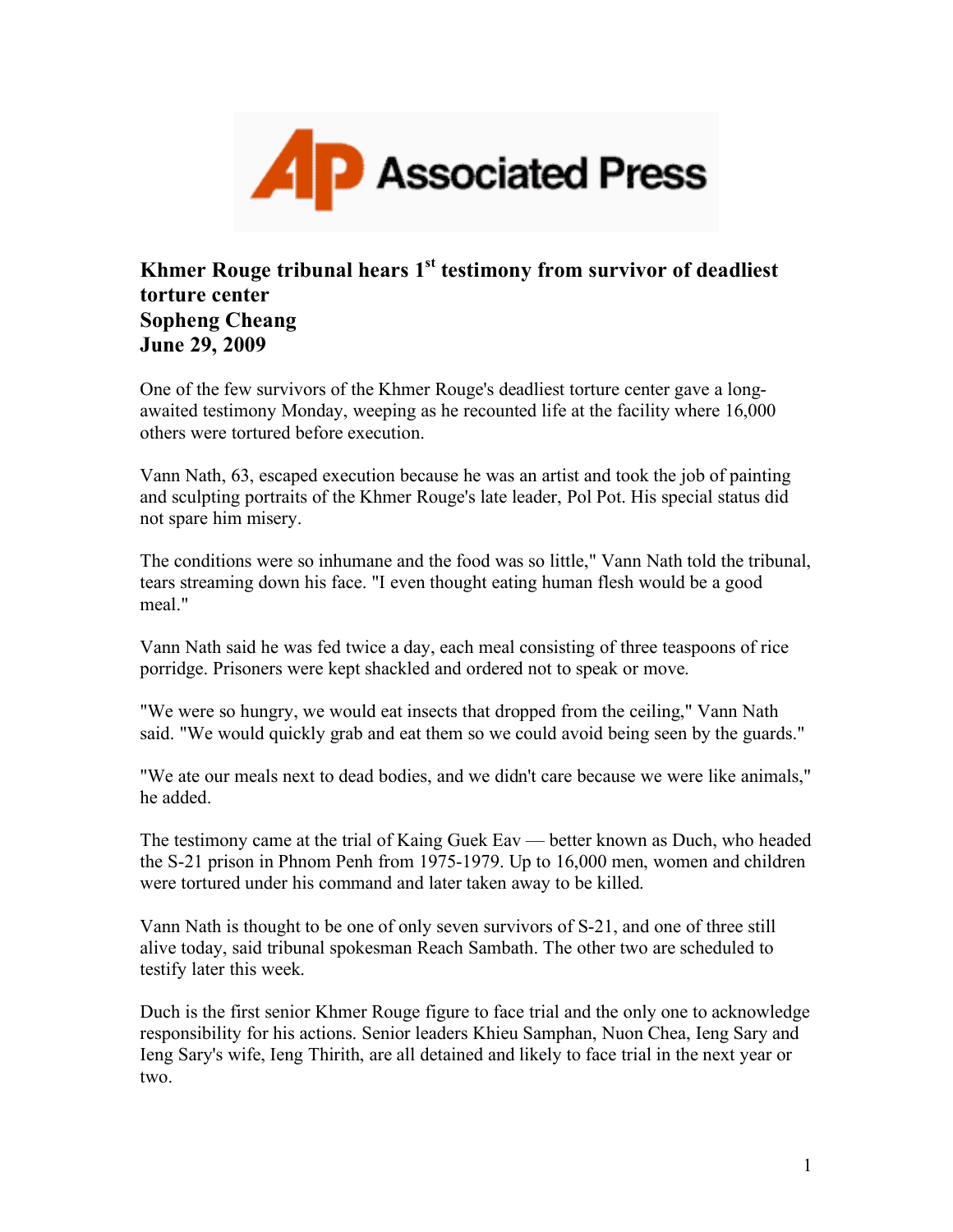Associated Press

## Khmer Rouge tribunal hears 1st testimony from survivor of deadliest torture center
**Sopheng Cheang**
**June 29, 2009**

One of the few survivors of the Khmer Rouge's deadliest torture center gave a long-awaited testimony Monday, weeping as he recounted life at the facility where 16,000 others were tortured before execution.

Vann Nath, 63, escaped execution because he was an artist and took the job of painting and sculpting portraits of the Khmer Rouge's late leader, Pol Pot. His special status did not spare him misery.

The conditions were so inhumane and the food was so little," Vann Nath told the tribunal, tears streaming down his face. "I even thought eating human flesh would be a good meal."

Vann Nath said he was fed twice a day, each meal consisting of three teaspoons of rice porridge. Prisoners were kept shackled and ordered not to speak or move.

"We were so hungry, we would eat insects that dropped from the ceiling," Vann Nath said. "We would quickly grab and eat them so we could avoid being seen by the guards."

"We ate our meals next to dead bodies, and we didn't care because we were like animals," he added.

The testimony came at the trial of Kaing Guek Eav — better known as Duch, who headed the S-21 prison in Phnom Penh from 1975-1979. Up to 16,000 men, women and children were tortured under his command and later taken away to be killed.

Vann Nath is thought to be one of only seven survivors of S-21, and one of three still alive today, said tribunal spokesman Reach Sambath. The other two are scheduled to testify later this week.

Duch is the first senior Khmer Rouge figure to face trial and the only one to acknowledge responsibility for his actions. Senior leaders Khieu Samphan, Nuon Chea, Ieng Sary and Ieng Sary's wife, Ieng Thirith, are all detained and likely to face trial in the next year or two.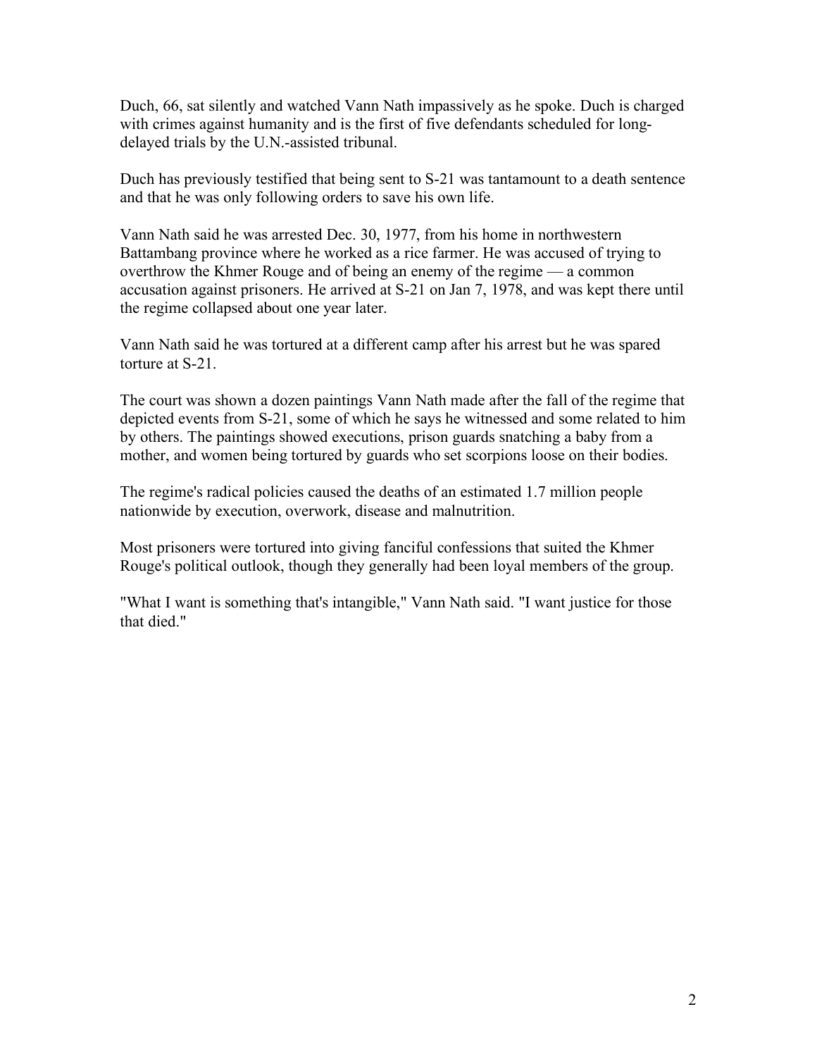Duch, 66, sat silently and watched Vann Nath impassively as he spoke. Duch is charged with crimes against humanity and is the first of five defendants scheduled for long-delayed trials by the U.N.-assisted tribunal.

Duch has previously testified that being sent to S-21 was tantamount to a death sentence and that he was only following orders to save his own life.

Vann Nath said he was arrested Dec. 30, 1977, from his home in northwestern Battambang province where he worked as a rice farmer. He was accused of trying to overthrow the Khmer Rouge and of being an enemy of the regime — a common accusation against prisoners. He arrived at S-21 on Jan 7, 1978, and was kept there until the regime collapsed about one year later.

Vann Nath said he was tortured at a different camp after his arrest but he was spared torture at S-21.

The court was shown a dozen paintings Vann Nath made after the fall of the regime that depicted events from S-21, some of which he says he witnessed and some related to him by others. The paintings showed executions, prison guards snatching a baby from a mother, and women being tortured by guards who set scorpions loose on their bodies.

The regime's radical policies caused the deaths of an estimated 1.7 million people nationwide by execution, overwork, disease and malnutrition.

Most prisoners were tortured into giving fanciful confessions that suited the Khmer Rouge's political outlook, though they generally had been loyal members of the group.

"What I want is something that's intangible," Vann Nath said. "I want justice for those that died."